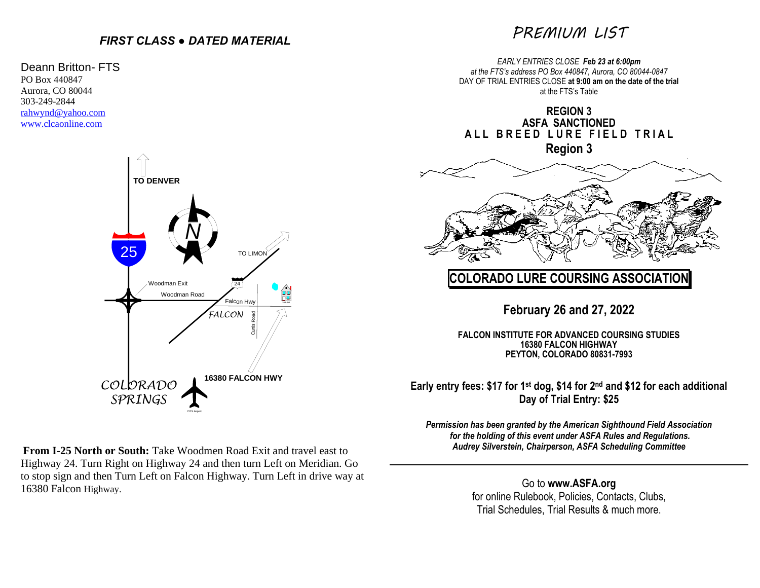***FIRST CLASS ● DATED MATERIAL***

Deann Britton- FTS
PO Box 440847
Aurora, CO 80044
303-249-2844
rahwynd@yahoo.com
www.clcaonline.com

TO DENVER

25

N

TO LIMON

Woodman Exit

Woodman Road

24

Falcon Hwy

FALCON

Curtis Road

COLORADO SPRINGS

16380 FALCON HWY

**From I-25 North or South:** Take Woodmen Road Exit and travel east to Highway 24. Turn Right on Highway 24 and then turn Left on Meridian. Go to stop sign and then Turn Left on Falcon Highway. Turn Left in drive way at 16380 Falcon Highway.

# PREMIUM LIST

*EARLY ENTRIES CLOSE* ***Feb 23 at 6:00pm***
*at the FTS's address PO Box 440847, Aurora, CO 80044-0847*
DAY OF TRIAL ENTRIES CLOSE **at 9:00 am on the date of the trial**
at the FTS's Table

**REGION 3**
**ASFA SANCTIONED**
**ALL BREED LURE FIELD TRIAL**
**Region 3**

## COLORADO LURE COURSING ASSOCIATION

## February 26 and 27, 2022

**FALCON INSTITUTE FOR ADVANCED COURSING STUDIES**
**16380 FALCON HIGHWAY**
**PEYTON, COLORADO 80831-7993**

**Early entry fees: $17 for 1st dog, $14 for 2nd and $12 for each additional**
**Day of Trial Entry: $25**

***Permission has been granted by the American Sighthound Field Association for the holding of this event under ASFA Rules and Regulations.***
***Audrey Silverstein, Chairperson, ASFA Scheduling Committee***

---

Go to **www.ASFA.org**
for online Rulebook, Policies, Contacts, Clubs,
Trial Schedules, Trial Results & much more.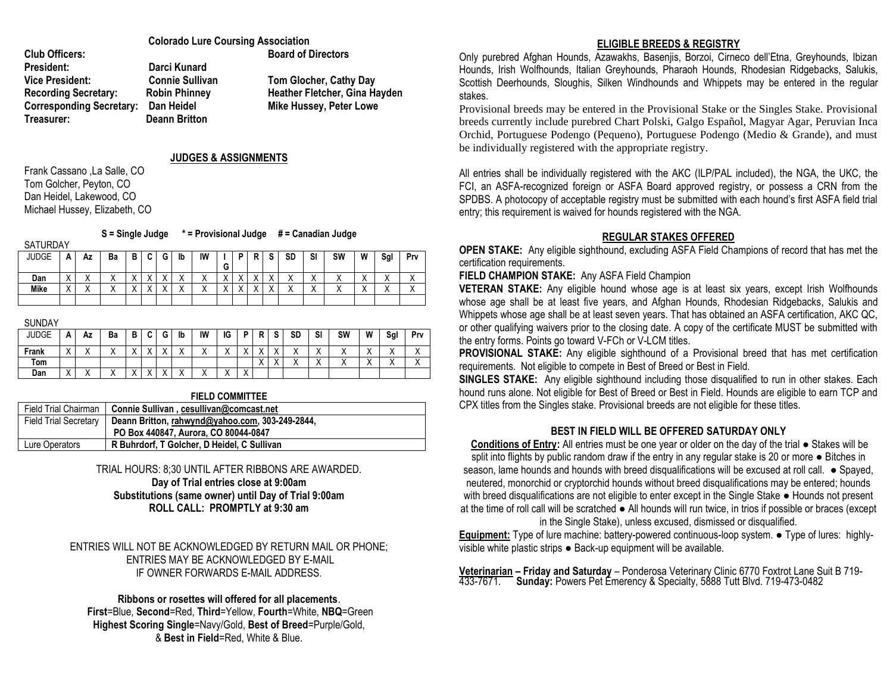**Colorado Lure Coursing Association**

**Club Officers:**
**President:** Darci Kunard
**Vice President:** Connie Sullivan
**Recording Secretary:** Robin Phinney
**Corresponding Secretary:** Dan Heidel
**Treasurer:** Deann Britton

**Board of Directors**
Tom Glocher, Cathy Day
Heather Fletcher, Gina Hayden
Mike Hussey, Peter Lowe

## JUDGES & ASSIGNMENTS

Frank Cassano ,La Salle, CO
Tom Golcher, Peyton, CO
Dan Heidel, Lakewood, CO
Michael Hussey, Elizabeth, CO

**S = Single Judge   * = Provisional Judge   # = Canadian Judge**

SATURDAY

| JUDGE | A | Az | Ba | B | C | G | Ib | IW | IG | P | R | S | SD | Sl | SW | W | Sgl | Prv |
|---|---|---|---|---|---|---|---|---|---|---|---|---|---|---|---|---|---|---|
| **Dan** | X | X | X | X | X | X | X | X | X | X | X | X | X | X | X | X | X | X |
| **Mike** | X | X | X | X | X | X | X | X | X | X | X | X | X | X | X | X | X | X |
| | | | | | | | | | | | | | | | | | | |

SUNDAY

| JUDGE | A | Az | Ba | B | C | G | Ib | IW | IG | P | R | S | SD | Sl | SW | W | Sgl | Prv |
|---|---|---|---|---|---|---|---|---|---|---|---|---|---|---|---|---|---|---|
| **Frank** | X | X | X | X | X | X | X | X | X | X | X | X | X | X | X | X | X | X |
| **Tom** | | | | | | | | | | | X | X | X | X | X | X | X | X |
| **Dan** | X | X | X | X | X | X | X | X | X | X | | | | | | | | |

**FIELD COMMITTEE**

| | |
|---|---|
| Field Trial Chairman | **Connie Sullivan , cesullivan@comcast.net** |
| Field Trial Secretary | **Deann Britton, rahwynd@yahoo.com, 303-249-2844, PO Box 440847, Aurora, CO 80044-0847** |
| Lure Operators | **R Buhrdorf, T Golcher, D Heidel, C Sullivan** |

TRIAL HOURS: 8;30 UNTIL AFTER RIBBONS ARE AWARDED.
**Day of Trial entries close at 9:00am**
**Substitutions (same owner) until Day of Trial 9:00am**
**ROLL CALL: PROMPTLY at 9:30 am**

ENTRIES WILL NOT BE ACKNOWLEDGED BY RETURN MAIL OR PHONE; ENTRIES MAY BE ACKNOWLEDGED BY E-MAIL IF OWNER FORWARDS E-MAIL ADDRESS.

**Ribbons or rosettes will offered for all placements**.
**First**=Blue, **Second**=Red, **Third**=Yellow, **Fourth**=White, **NBQ**=Green
**Highest Scoring Single**=Navy/Gold, **Best of Breed**=Purple/Gold,
& **Best in Field**=Red, White & Blue.

## ELIGIBLE BREEDS & REGISTRY

Only purebred Afghan Hounds, Azawakhs, Basenjis, Borzoi, Cirneco dell'Etna, Greyhounds, Ibizan Hounds, Irish Wolfhounds, Italian Greyhounds, Pharaoh Hounds, Rhodesian Ridgebacks, Salukis, Scottish Deerhounds, Sloughis, Silken Windhounds and Whippets may be entered in the regular stakes.

Provisional breeds may be entered in the Provisional Stake or the Singles Stake. Provisional breeds currently include purebred Chart Polski, Galgo Español, Magyar Agar, Peruvian Inca Orchid, Portuguese Podengo (Pequeno), Portuguese Podengo (Medio & Grande), and must be individually registered with the appropriate registry.

All entries shall be individually registered with the AKC (ILP/PAL included), the NGA, the UKC, the FCI, an ASFA-recognized foreign or ASFA Board approved registry, or possess a CRN from the SPDBS. A photocopy of acceptable registry must be submitted with each hound's first ASFA field trial entry; this requirement is waived for hounds registered with the NGA.

## REGULAR STAKES OFFERED

**OPEN STAKE:** Any eligible sighthound, excluding ASFA Field Champions of record that has met the certification requirements.

**FIELD CHAMPION STAKE:** Any ASFA Field Champion

**VETERAN STAKE:** Any eligible hound whose age is at least six years, except Irish Wolfhounds whose age shall be at least five years, and Afghan Hounds, Rhodesian Ridgebacks, Salukis and Whippets whose age shall be at least seven years. That has obtained an ASFA certification, AKC QC, or other qualifying waivers prior to the closing date. A copy of the certificate MUST be submitted with the entry forms. Points go toward V-FCh or V-LCM titles.

**PROVISIONAL STAKE:** Any eligible sighthound of a Provisional breed that has met certification requirements. Not eligible to compete in Best of Breed or Best in Field.

**SINGLES STAKE:** Any eligible sighthound including those disqualified to run in other stakes. Each hound runs alone. Not eligible for Best of Breed or Best in Field. Hounds are eligible to earn TCP and CPX titles from the Singles stake. Provisional breeds are not eligible for these titles.

### BEST IN FIELD WILL BE OFFERED SATURDAY ONLY

**Conditions of Entry:** All entries must be one year or older on the day of the trial ● Stakes will be split into flights by public random draw if the entry in any regular stake is 20 or more ● Bitches in season, lame hounds and hounds with breed disqualifications will be excused at roll call. ● Spayed, neutered, monorchid or cryptorchid hounds without breed disqualifications may be entered; hounds with breed disqualifications are not eligible to enter except in the Single Stake ● Hounds not present at the time of roll call will be scratched ● All hounds will run twice, in trios if possible or braces (except in the Single Stake), unless excused, dismissed or disqualified.

**Equipment:** Type of lure machine: battery-powered continuous-loop system. ● Type of lures: highly-visible white plastic strips ● Back-up equipment will be available.

**Veterinarian – Friday and Saturday** – Ponderosa Veterinary Clinic 6770 Foxtrot Lane Suit B 719-433-7671. **Sunday:** Powers Pet Emerency & Specialty, 5888 Tutt Blvd. 719-473-0482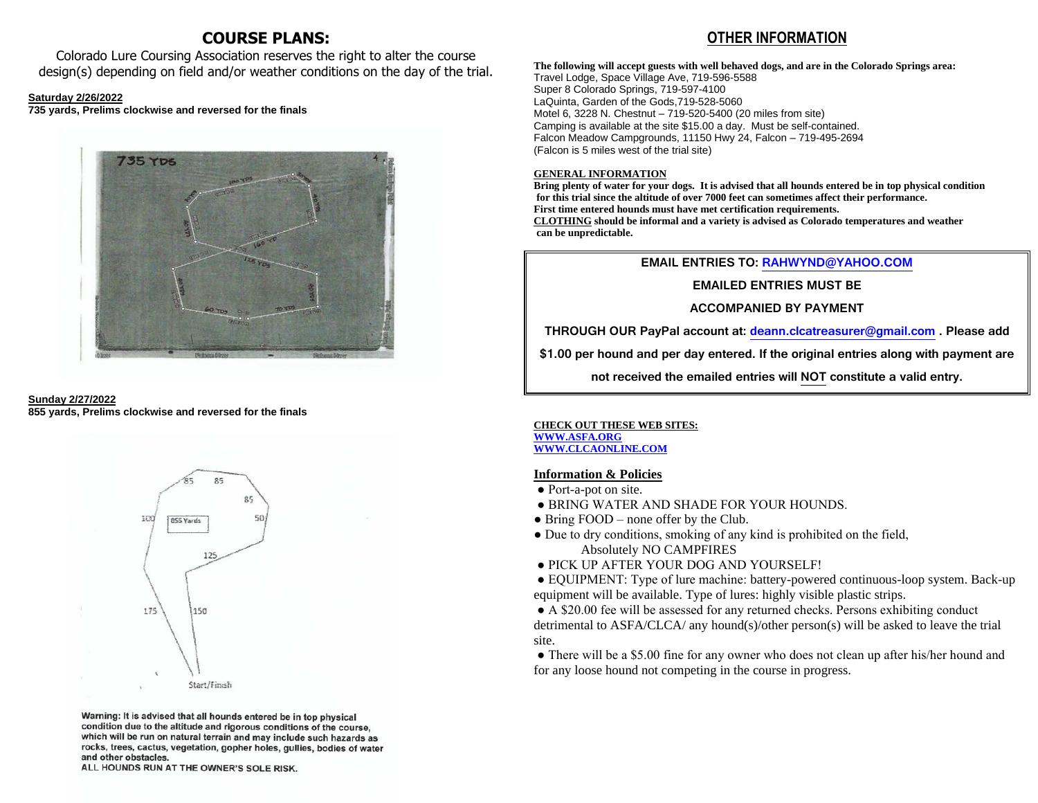## COURSE PLANS:

Colorado Lure Coursing Association reserves the right to alter the course design(s) depending on field and/or weather conditions on the day of the trial.

**Saturday 2/26/2022**
**735 yards, Prelims clockwise and reversed for the finals**

**Sunday 2/27/2022**
**855 yards, Prelims clockwise and reversed for the finals**

**Warning: It is advised that all hounds entered be in top physical condition due to the altitude and rigorous conditions of the course, which will be run on natural terrain and may include such hazards as rocks, trees, cactus, vegetation, gopher holes, gullies, bodies of water and other obstacles.**
**ALL HOUNDS RUN AT THE OWNER'S SOLE RISK.**

## OTHER INFORMATION

**The following will accept guests with well behaved dogs, and are in the Colorado Springs area:**
Travel Lodge, Space Village Ave, 719-596-5588
Super 8 Colorado Springs, 719-597-4100
LaQuinta, Garden of the Gods,719-528-5060
Motel 6, 3228 N. Chestnut – 719-520-5400 (20 miles from site)
Camping is available at the site $15.00 a day. Must be self-contained.
Falcon Meadow Campgrounds, 11150 Hwy 24, Falcon – 719-495-2694
(Falcon is 5 miles west of the trial site)

**GENERAL INFORMATION**
**Bring plenty of water for your dogs. It is advised that all hounds entered be in top physical condition for this trial since the altitude of over 7000 feet can sometimes affect their performance.**
**First time entered hounds must have met certification requirements.**
**CLOTHING should be informal and a variety is advised as Colorado temperatures and weather can be unpredictable.**

**EMAIL ENTRIES TO: RAHWYND@YAHOO.COM**

**EMAILED ENTRIES MUST BE**

**ACCOMPANIED BY PAYMENT**

**THROUGH OUR PayPal account at: deann.clcatreasurer@gmail.com . Please add $1.00 per hound and per day entered. If the original entries along with payment are not received the emailed entries will NOT constitute a valid entry.**

**CHECK OUT THESE WEB SITES:**
**WWW.ASFA.ORG**
**WWW.CLCAONLINE.COM**

**Information & Policies**
- Port-a-pot on site.
- BRING WATER AND SHADE FOR YOUR HOUNDS.
- Bring FOOD – none offer by the Club.
- Due to dry conditions, smoking of any kind is prohibited on the field, Absolutely NO CAMPFIRES
- PICK UP AFTER YOUR DOG AND YOURSELF!
- EQUIPMENT: Type of lure machine: battery-powered continuous-loop system. Back-up equipment will be available. Type of lures: highly visible plastic strips.
- A $20.00 fee will be assessed for any returned checks. Persons exhibiting conduct detrimental to ASFA/CLCA/ any hound(s)/other person(s) will be asked to leave the trial site.
- There will be a $5.00 fine for any owner who does not clean up after his/her hound and for any loose hound not competing in the course in progress.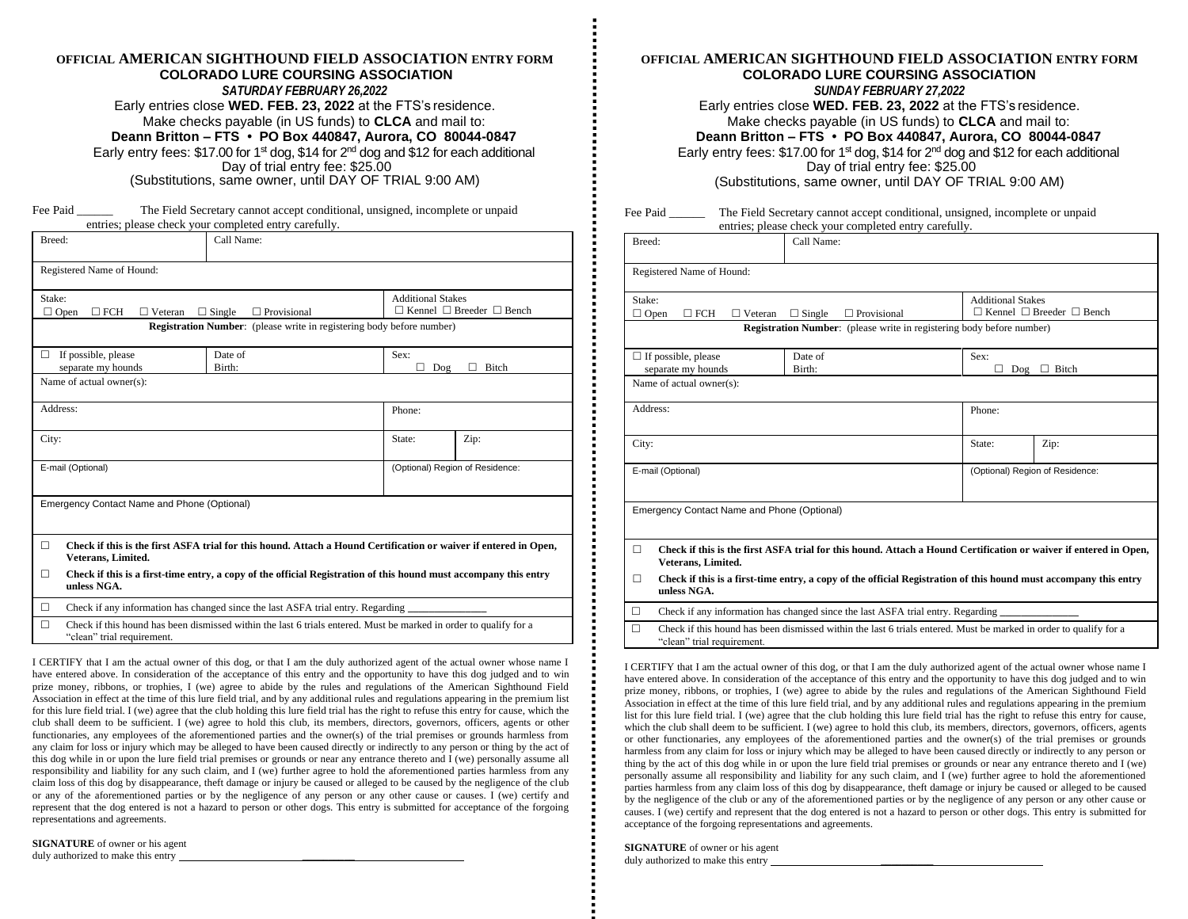**OFFICIAL AMERICAN SIGHTHOUND FIELD ASSOCIATION ENTRY FORM**

**COLORADO LURE COURSING ASSOCIATION**

***SATURDAY FEBRUARY 26,2022***

Early entries close **WED. FEB. 23, 2022** at the FTS's residence.
Make checks payable (in US funds) to **CLCA** and mail to:
**Deann Britton – FTS • PO Box 440847, Aurora, CO 80044-0847**
Early entry fees: $17.00 for 1st dog, $14 for 2nd dog and $12 for each additional
Day of trial entry fee: $25.00
(Substitutions, same owner, until DAY OF TRIAL 9:00 AM)

Fee Paid ______ The Field Secretary cannot accept conditional, unsigned, incomplete or unpaid entries; please check your completed entry carefully.

| Breed: | Call Name: | | |
|---|---|---|---|
| Registered Name of Hound: | | | |
| Stake: ☐ Open ☐ FCH ☐ Veteran ☐ Single ☐ Provisional | | Additional Stakes ☐ Kennel ☐ Breeder ☐ Bench | |
| **Registration Number**: (please write in registering body before number) | | | |
| ☐ If possible, please separate my hounds | Date of Birth: | Sex: ☐ Dog ☐ Bitch | |
| Name of actual owner(s): | | | |
| Address: | | Phone: | |
| City: | | State: | Zip: |
| E-mail (Optional) | | (Optional) Region of Residence: | |
| Emergency Contact Name and Phone (Optional) | | | |

☐ **Check if this is the first ASFA trial for this hound. Attach a Hound Certification or waiver if entered in Open, Veterans, Limited.**

☐ **Check if this is a first-time entry, a copy of the official Registration of this hound must accompany this entry unless NGA.**

☐ Check if any information has changed since the last ASFA trial entry. Regarding ______________

☐ Check if this hound has been dismissed within the last 6 trials entered. Must be marked in order to qualify for a "clean" trial requirement.

I CERTIFY that I am the actual owner of this dog, or that I am the duly authorized agent of the actual owner whose name I have entered above. In consideration of the acceptance of this entry and the opportunity to have this dog judged and to win prize money, ribbons, or trophies, I (we) agree to abide by the rules and regulations of the American Sighthound Field Association in effect at the time of this lure field trial, and by any additional rules and regulations appearing in the premium list for this lure field trial. I (we) agree that the club holding this lure field trial has the right to refuse this entry for cause, which the club shall deem to be sufficient. I (we) agree to hold this club, its members, directors, governors, officers, agents or other functionaries, any employees of the aforementioned parties and the owner(s) of the trial premises or grounds harmless from any claim for loss or injury which may be alleged to have been caused directly or indirectly to any person or thing by the act of this dog while in or upon the lure field trial premises or grounds or near any entrance thereto and I (we) personally assume all responsibility and liability for any such claim, and I (we) further agree to hold the aforementioned parties harmless from any claim loss of this dog by disappearance, theft damage or injury be caused or alleged to be caused by the negligence of the club or any of the aforementioned parties or by the negligence of any person or any other cause or causes. I (we) certify and represent that the dog entered is not a hazard to person or other dogs. This entry is submitted for acceptance of the forgoing representations and agreements.

**SIGNATURE** of owner or his agent
duly authorized to make this entry ________________________________________

---

**OFFICIAL AMERICAN SIGHTHOUND FIELD ASSOCIATION ENTRY FORM**

**COLORADO LURE COURSING ASSOCIATION**

***SUNDAY FEBRUARY 27,2022***

Early entries close **WED. FEB. 23, 2022** at the FTS's residence.
Make checks payable (in US funds) to **CLCA** and mail to:
**Deann Britton – FTS • PO Box 440847, Aurora, CO 80044-0847**
Early entry fees: $17.00 for 1st dog, $14 for 2nd dog and $12 for each additional
Day of trial entry fee: $25.00
(Substitutions, same owner, until DAY OF TRIAL 9:00 AM)

Fee Paid ______ The Field Secretary cannot accept conditional, unsigned, incomplete or unpaid entries; please check your completed entry carefully.

| Breed: | Call Name: | | |
|---|---|---|---|
| Registered Name of Hound: | | | |
| Stake: ☐ Open ☐ FCH ☐ Veteran ☐ Single ☐ Provisional | | Additional Stakes ☐ Kennel ☐ Breeder ☐ Bench | |
| **Registration Number**: (please write in registering body before number) | | | |
| ☐ If possible, please separate my hounds | Date of Birth: | Sex: ☐ Dog ☐ Bitch | |
| Name of actual owner(s): | | | |
| Address: | | Phone: | |
| City: | | State: | Zip: |
| E-mail (Optional) | | (Optional) Region of Residence: | |
| Emergency Contact Name and Phone (Optional) | | | |

☐ **Check if this is the first ASFA trial for this hound. Attach a Hound Certification or waiver if entered in Open, Veterans, Limited.**

☐ **Check if this is a first-time entry, a copy of the official Registration of this hound must accompany this entry unless NGA.**

☐ Check if any information has changed since the last ASFA trial entry. Regarding ______________

☐ Check if this hound has been dismissed within the last 6 trials entered. Must be marked in order to qualify for a "clean" trial requirement.

I CERTIFY that I am the actual owner of this dog, or that I am the duly authorized agent of the actual owner whose name I have entered above. In consideration of the acceptance of this entry and the opportunity to have this dog judged and to win prize money, ribbons, or trophies, I (we) agree to abide by the rules and regulations of the American Sighthound Field Association in effect at the time of this lure field trial, and by any additional rules and regulations appearing in the premium list for this lure field trial. I (we) agree that the club holding this lure field trial has the right to refuse this entry for cause, which the club shall deem to be sufficient. I (we) agree to hold this club, its members, directors, governors, officers, agents or other functionaries, any employees of the aforementioned parties and the owner(s) of the trial premises or grounds harmless from any claim for loss or injury which may be alleged to have been caused directly or indirectly to any person or thing by the act of this dog while in or upon the lure field trial premises or grounds or near any entrance thereto and I (we) personally assume all responsibility and liability for any such claim, and I (we) further agree to hold the aforementioned parties harmless from any claim loss of this dog by disappearance, theft damage or injury be caused or alleged to be caused by the negligence of the club or any of the aforementioned parties or by the negligence of any person or any other cause or causes. I (we) certify and represent that the dog entered is not a hazard to person or other dogs. This entry is submitted for acceptance of the forgoing representations and agreements.

**SIGNATURE** of owner or his agent
duly authorized to make this entry ________________________________________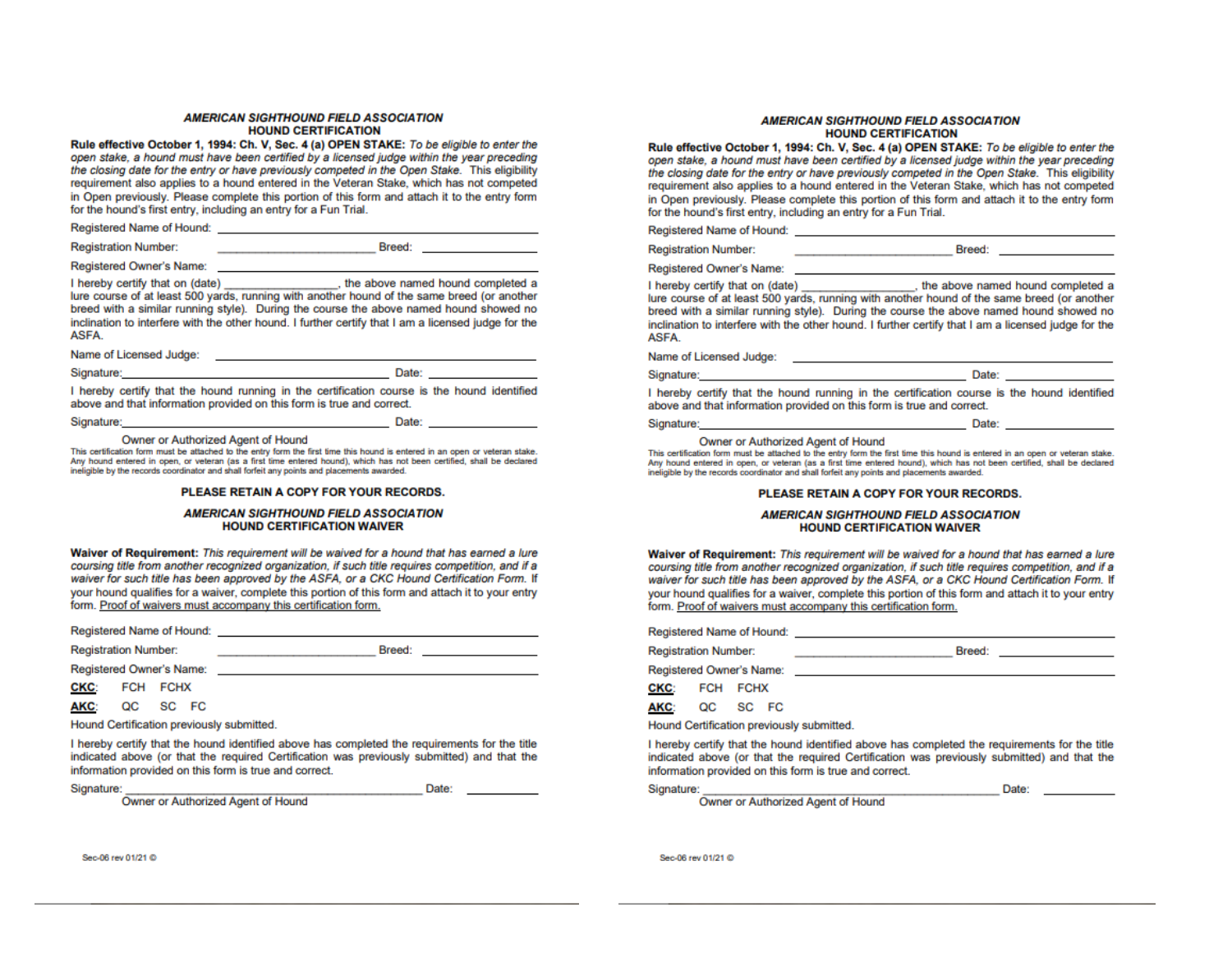### *AMERICAN SIGHTHOUND FIELD ASSOCIATION*
### HOUND CERTIFICATION

**Rule effective October 1, 1994: Ch. V, Sec. 4 (a) OPEN STAKE:** *To be eligible to enter the open stake, a hound must have been certified by a licensed judge within the year preceding the closing date for the entry or have previously competed in the Open Stake.* This eligibility requirement also applies to a hound entered in the Veteran Stake, which has not competed in Open previously. Please complete this portion of this form and attach it to the entry form for the hound's first entry, including an entry for a Fun Trial.

Registered Name of Hound: ______________________________

Registration Number: ______________________ Breed: ______________

Registered Owner's Name: ______________________________

I hereby certify that on (date) _______________, the above named hound completed a lure course of at least 500 yards, running with another hound of the same breed (or another breed with a similar running style). During the course the above named hound showed no inclination to interfere with the other hound. I further certify that I am a licensed judge for the ASFA.

Name of Licensed Judge: ______________________________

Signature: ______________________________ Date: ______________

I hereby certify that the hound running in the certification course is the hound identified above and that information provided on this form is true and correct.

Signature: ______________________________ Date: ______________
Owner or Authorized Agent of Hound

This certification form must be attached to the entry form the first time this hound is entered in an open or veteran stake. Any hound entered in open, or veteran (as a first time entered hound), which has not been certified, shall be declared ineligible by the records coordinator and shall forfeit any points and placements awarded.

**PLEASE RETAIN A COPY FOR YOUR RECORDS.**

### *AMERICAN SIGHTHOUND FIELD ASSOCIATION*
### HOUND CERTIFICATION WAIVER

**Waiver of Requirement:** *This requirement will be waived for a hound that has earned a lure coursing title from another recognized organization, if such title requires competition, and if a waiver for such title has been approved by the ASFA, or a CKC Hound Certification Form.* If your hound qualifies for a waiver, complete this portion of this form and attach it to your entry form. <u>Proof of waivers must accompany this certification form.</u>

Registered Name of Hound: ______________________________

Registration Number: ______________________ Breed: ______________

Registered Owner's Name: ______________________________

**<u>CKC</u>**: FCH FCHX

**<u>AKC</u>**: QC SC FC

Hound Certification previously submitted.

I hereby certify that the hound identified above has completed the requirements for the title indicated above (or that the required Certification was previously submitted) and that the information provided on this form is true and correct.

Signature: ______________________________ Date: __________
Owner or Authorized Agent of Hound

---

### *AMERICAN SIGHTHOUND FIELD ASSOCIATION*
### HOUND CERTIFICATION

**Rule effective October 1, 1994: Ch. V, Sec. 4 (a) OPEN STAKE:** *To be eligible to enter the open stake, a hound must have been certified by a licensed judge within the year preceding the closing date for the entry or have previously competed in the Open Stake.* This eligibility requirement also applies to a hound entered in the Veteran Stake, which has not competed in Open previously. Please complete this portion of this form and attach it to the entry form for the hound's first entry, including an entry for a Fun Trial.

Registered Name of Hound: ______________________________

Registration Number: ______________________ Breed: ______________

Registered Owner's Name: ______________________________

I hereby certify that on (date) _______________, the above named hound completed a lure course of at least 500 yards, running with another hound of the same breed (or another breed with a similar running style). During the course the above named hound showed no inclination to interfere with the other hound. I further certify that I am a licensed judge for the ASFA.

Name of Licensed Judge: ______________________________

Signature: ______________________________ Date: ______________

I hereby certify that the hound running in the certification course is the hound identified above and that information provided on this form is true and correct.

Signature: ______________________________ Date: ______________
Owner or Authorized Agent of Hound

This certification form must be attached to the entry form the first time this hound is entered in an open or veteran stake. Any hound entered in open, or veteran (as a first time entered hound), which has not been certified, shall be declared ineligible by the records coordinator and shall forfeit any points and placements awarded.

**PLEASE RETAIN A COPY FOR YOUR RECORDS.**

### *AMERICAN SIGHTHOUND FIELD ASSOCIATION*
### HOUND CERTIFICATION WAIVER

**Waiver of Requirement:** *This requirement will be waived for a hound that has earned a lure coursing title from another recognized organization, if such title requires competition, and if a waiver for such title has been approved by the ASFA, or a CKC Hound Certification Form.* If your hound qualifies for a waiver, complete this portion of this form and attach it to your entry form. <u>Proof of waivers must accompany this certification form.</u>

Registered Name of Hound: ______________________________

Registration Number: ______________________ Breed: ______________

Registered Owner's Name: ______________________________

**<u>CKC</u>**: FCH FCHX

**<u>AKC</u>**: QC SC FC

Hound Certification previously submitted.

I hereby certify that the hound identified above has completed the requirements for the title indicated above (or that the required Certification was previously submitted) and that the information provided on this form is true and correct.

Signature: ______________________________ Date: __________
Owner or Authorized Agent of Hound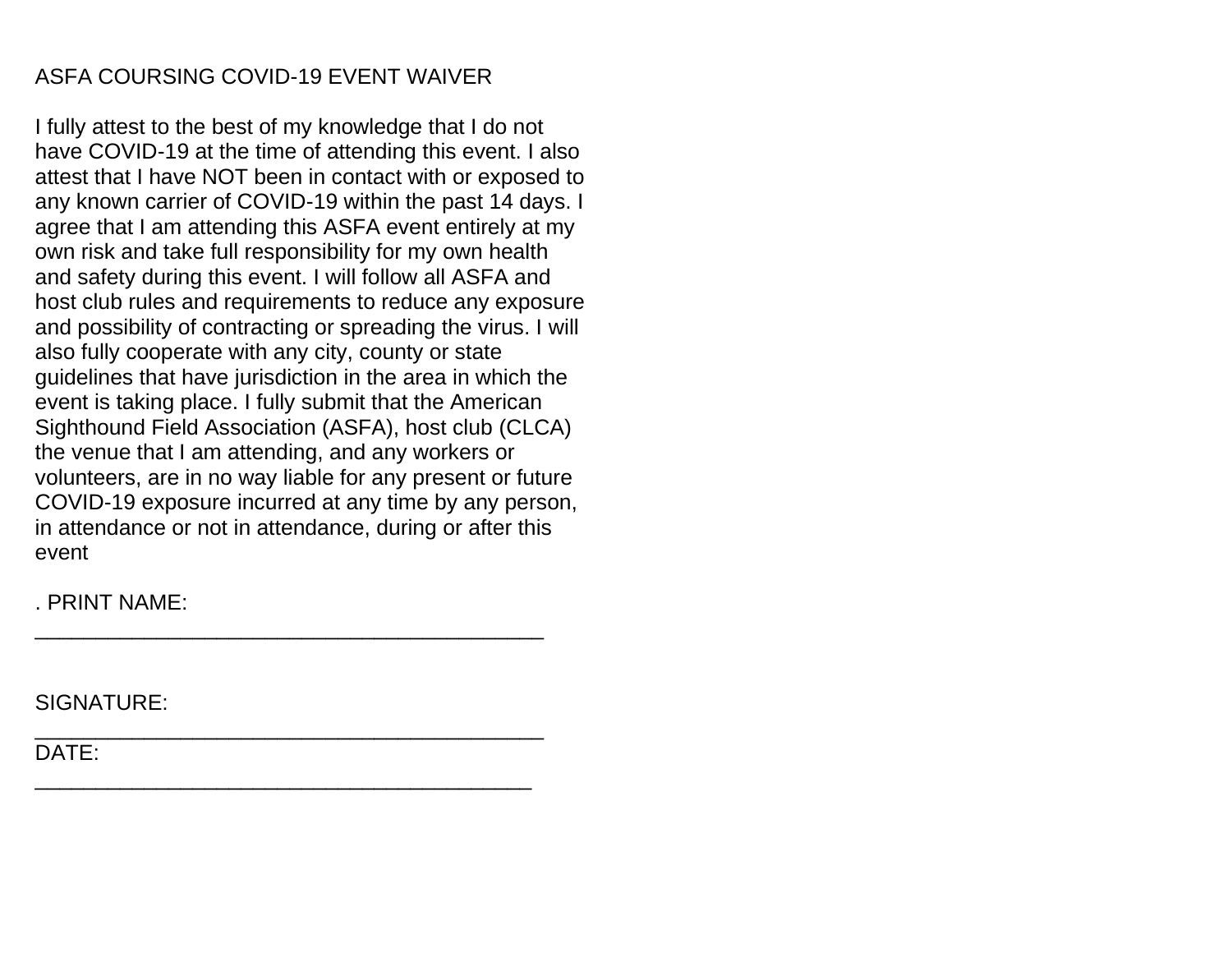ASFA COURSING COVID-19 EVENT WAIVER

I fully attest to the best of my knowledge that I do not have COVID-19 at the time of attending this event. I also attest that I have NOT been in contact with or exposed to any known carrier of COVID-19 within the past 14 days. I agree that I am attending this ASFA event entirely at my own risk and take full responsibility for my own health and safety during this event. I will follow all ASFA and host club rules and requirements to reduce any exposure and possibility of contracting or spreading the virus. I will also fully cooperate with any city, county or state guidelines that have jurisdiction in the area in which the event is taking place. I fully submit that the American Sighthound Field Association (ASFA), host club (CLCA) the venue that I am attending, and any workers or volunteers, are in no way liable for any present or future COVID-19 exposure incurred at any time by any person, in attendance or not in attendance, during or after this event

. PRINT NAME: ____________________________________________

SIGNATURE: ____________________________________________

DATE: ___________________________________________